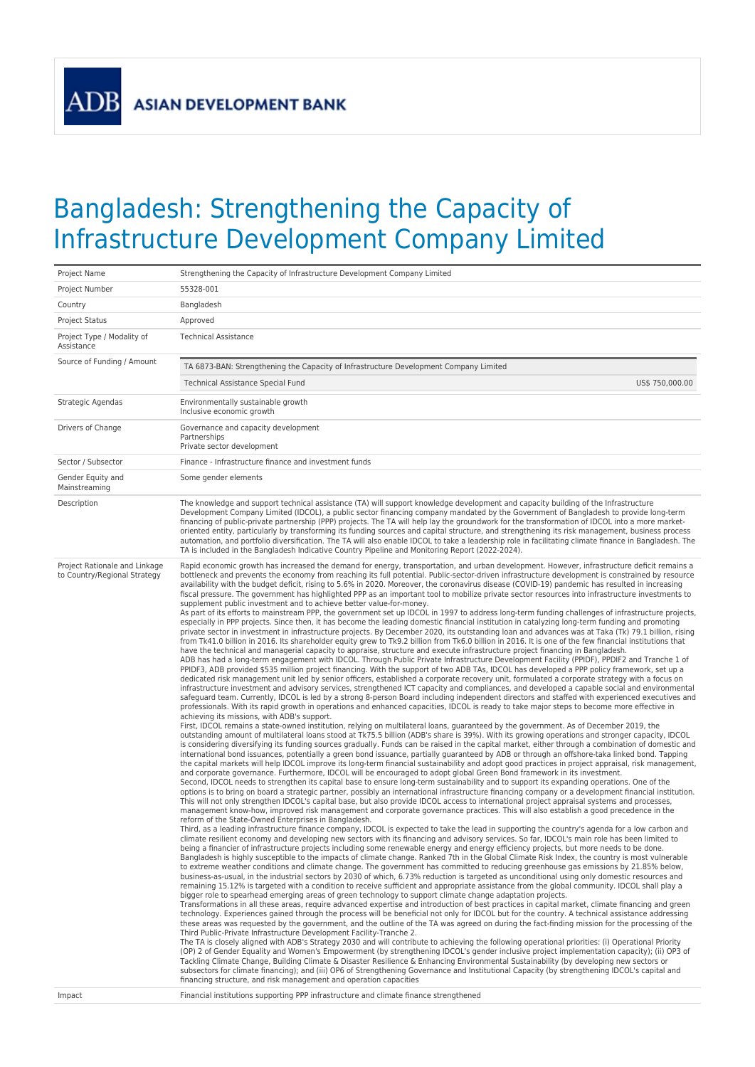**ADB ASIAN DEVELOPMENT BANK**

# Bangladesh: Strengthening the Capacity of Infrastructure Development Company Limited

| | |
|---|---|
| Project Name | Strengthening the Capacity of Infrastructure Development Company Limited |
| Project Number | 55328-001 |
| Country | Bangladesh |
| Project Status | Approved |
| Project Type / Modality of Assistance | Technical Assistance |
| Source of Funding / Amount | TA 6873-BAN: Strengthening the Capacity of Infrastructure Development Company Limited<br>Technical Assistance Special Fund US$ 750,000.00 |
| Strategic Agendas | Environmentally sustainable growth<br>Inclusive economic growth |
| Drivers of Change | Governance and capacity development<br>Partnerships<br>Private sector development |
| Sector / Subsector | Finance - Infrastructure finance and investment funds |
| Gender Equity and Mainstreaming | Some gender elements |
| Description | The knowledge and support technical assistance (TA) will support knowledge development and capacity building of the Infrastructure Development Company Limited (IDCOL), a public sector financing company mandated by the Government of Bangladesh to provide long-term financing of public-private partnership (PPP) projects. The TA will help lay the groundwork for the transformation of IDCOL into a more market-oriented entity, particularly by transforming its funding sources and capital structure, and strengthening its risk management, business process automation, and portfolio diversification. The TA will also enable IDCOL to take a leadership role in facilitating climate finance in Bangladesh. The TA is included in the Bangladesh Indicative Country Pipeline and Monitoring Report (2022-2024). |
| Project Rationale and Linkage to Country/Regional Strategy | Rapid economic growth has increased the demand for energy, transportation, and urban development. However, infrastructure deficit remains a bottleneck and prevents the economy from reaching its full potential. Public-sector-driven infrastructure development is constrained by resource availability with the budget deficit, rising to 5.6% in 2020. Moreover, the coronavirus disease (COVID-19) pandemic has resulted in increasing fiscal pressure. The government has highlighted PPP as an important tool to mobilize private sector resources into infrastructure investments to supplement public investment and to achieve better value-for-money.<br>As part of its efforts to mainstream PPP, the government set up IDCOL in 1997 to address long-term funding challenges of infrastructure projects, especially in PPP projects. Since then, it has become the leading domestic financial institution in catalyzing long-term funding and promoting private sector in investment in infrastructure projects. By December 2020, its outstanding loan and advances was at Taka (Tk) 79.1 billion, rising from Tk41.0 billion in 2016. Its shareholder equity grew to Tk9.2 billion from Tk6.0 billion in 2016. It is one of the few financial institutions that have the technical and managerial capacity to appraise, structure and execute infrastructure project financing in Bangladesh.<br>ADB has had a long-term engagement with IDCOL. Through Public Private Infrastructure Development Facility (PPIDF), PPIDF2 and Tranche 1 of PPIDF3, ADB provided $535 million project financing. With the support of two ADB TAs, IDCOL has developed a PPP policy framework, set up a dedicated risk management unit led by senior officers, established a corporate recovery unit, formulated a corporate strategy with a focus on infrastructure investment and advisory services, strengthened ICT capacity and compliances, and developed a capable social and environmental safeguard team. Currently, IDCOL is led by a strong 8-person Board including independent directors and staffed with experienced executives and professionals. With its rapid growth in operations and enhanced capacities, IDCOL is ready to take major steps to become more effective in achieving its missions, with ADB's support.<br>First, IDCOL remains a state-owned institution, relying on multilateral loans, guaranteed by the government. As of December 2019, the outstanding amount of multilateral loans stood at Tk75.5 billion (ADB's share is 39%). With its growing operations and stronger capacity, IDCOL is considering diversifying its funding sources gradually. Funds can be raised in the capital market, either through a combination of domestic and international bond issuances, potentially a green bond issuance, partially guaranteed by ADB or through an offshore-taka linked bond. Tapping the capital markets will help IDCOL improve its long-term financial sustainability and adopt good practices in project appraisal, risk management, and corporate governance. Furthermore, IDCOL will be encouraged to adopt global Green Bond framework in its investment.<br>Second, IDCOL needs to strengthen its capital base to ensure long-term sustainability and to support its expanding operations. One of the options is to bring on board a strategic partner, possibly an international infrastructure financing company or a development financial institution. This will not only strengthen IDCOL's capital base, but also provide IDCOL access to international project appraisal systems and processes, management know-how, improved risk management and corporate governance practices. This will also establish a good precedence in the reform of the State-Owned Enterprises in Bangladesh.<br>Third, as a leading infrastructure finance company, IDCOL is expected to take the lead in supporting the country's agenda for a low carbon and climate resilient economy and developing new sectors with its financing and advisory services. So far, IDCOL's main role has been limited to being a financier of infrastructure projects including some renewable energy and energy efficiency projects, but more needs to be done. Bangladesh is highly susceptible to the impacts of climate change. Ranked 7th in the Global Climate Risk Index, the country is most vulnerable to extreme weather conditions and climate change. The government has committed to reducing greenhouse gas emissions by 21.85% below, business-as-usual, in the industrial sectors by 2030 of which, 6.73% reduction is targeted as unconditional using only domestic resources and remaining 15.12% is targeted with a condition to receive sufficient and appropriate assistance from the global community. IDCOL shall play a bigger role to spearhead emerging areas of green technology to support climate change adaptation projects.<br>Transformations in all these areas, require advanced expertise and introduction of best practices in capital market, climate financing and green technology. Experiences gained through the process will be beneficial not only for IDCOL but for the country. A technical assistance addressing these areas was requested by the government, and the outline of the TA was agreed on during the fact-finding mission for the processing of the Third Public-Private Infrastructure Development Facility-Tranche 2.<br>The TA is closely aligned with ADB's Strategy 2030 and will contribute to achieving the following operational priorities: (i) Operational Priority (OP) 2 of Gender Equality and Women's Empowerment (by strengthening IDCOL's gender inclusive project implementation capacity); (ii) OP3 of Tackling Climate Change, Building Climate & Disaster Resilience & Enhancing Environmental Sustainability (by developing new sectors or subsectors for climate financing); and (iii) OP6 of Strengthening Governance and Institutional Capacity (by strengthening IDCOL's capital and financing structure, and risk management and operation capacities |
| Impact | Financial institutions supporting PPP infrastructure and climate finance strengthened |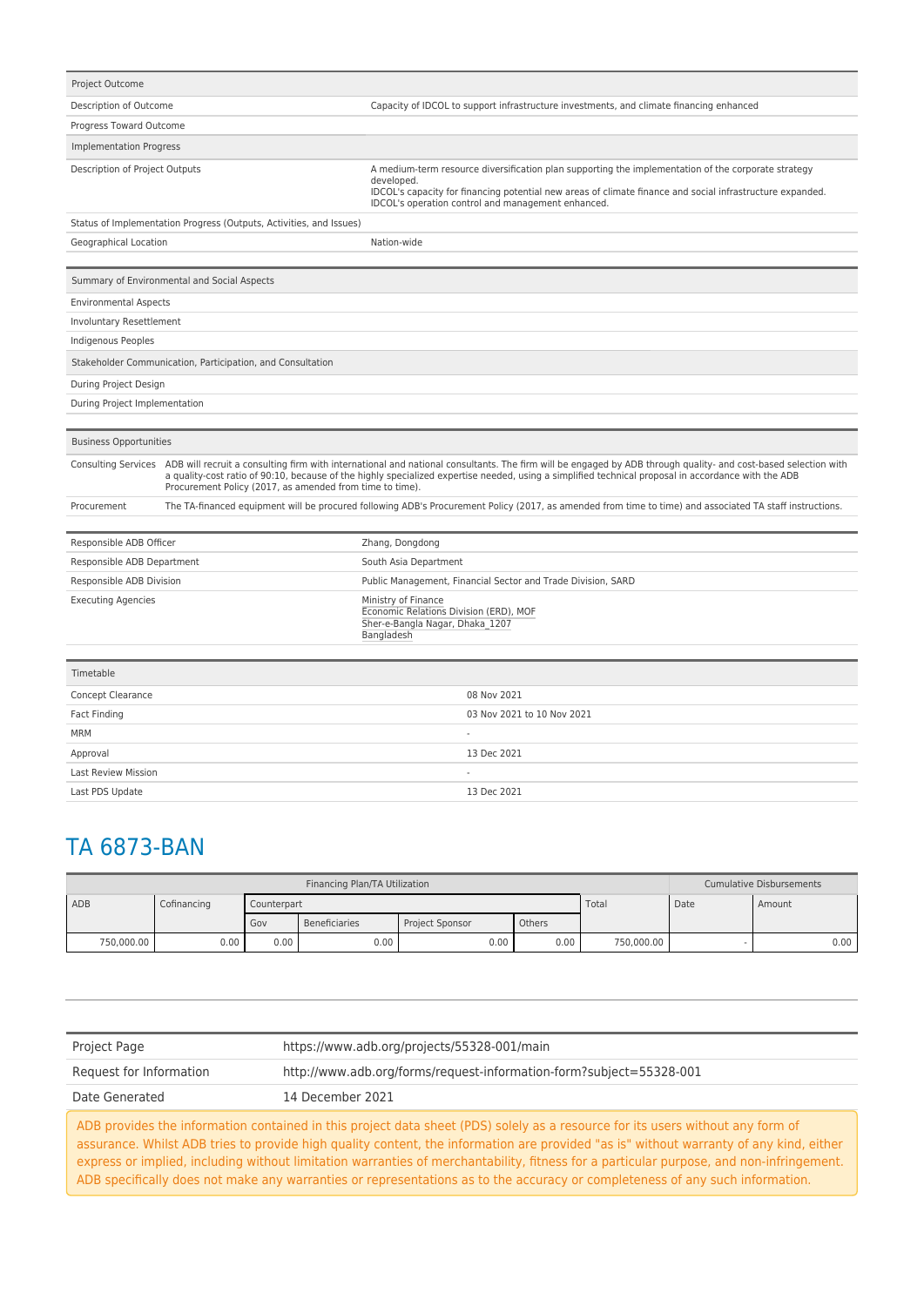| | |
|---|---|
| Project Outcome | |
| Description of Outcome | Capacity of IDCOL to support infrastructure investments, and climate financing enhanced |
| Progress Toward Outcome | |
| Implementation Progress | |
| Description of Project Outputs | A medium-term resource diversification plan supporting the implementation of the corporate strategy developed.<br>IDCOL's capacity for financing potential new areas of climate finance and social infrastructure expanded.<br>IDCOL's operation control and management enhanced. |
| Status of Implementation Progress (Outputs, Activities, and Issues) | |
| Geographical Location | Nation-wide |

| | |
|---|---|
| Summary of Environmental and Social Aspects | |
| Environmental Aspects | |
| Involuntary Resettlement | |
| Indigenous Peoples | |
| Stakeholder Communication, Participation, and Consultation | |
| During Project Design | |
| During Project Implementation | |

| | |
|---|---|
| Business Opportunities | |
| Consulting Services | ADB will recruit a consulting firm with international and national consultants. The firm will be engaged by ADB through quality- and cost-based selection with a quality-cost ratio of 90:10, because of the highly specialized expertise needed, using a simplified technical proposal in accordance with the ADB Procurement Policy (2017, as amended from time to time). |
| Procurement | The TA-financed equipment will be procured following ADB's Procurement Policy (2017, as amended from time to time) and associated TA staff instructions. |

| | |
|---|---|
| Responsible ADB Officer | Zhang, Dongdong |
| Responsible ADB Department | South Asia Department |
| Responsible ADB Division | Public Management, Financial Sector and Trade Division, SARD |
| Executing Agencies | Ministry of Finance<br>Economic Relations Division (ERD), MOF<br>Sher-e-Bangla Nagar, Dhaka 1207<br>Bangladesh |

| | |
|---|---|
| Timetable | |
| Concept Clearance | 08 Nov 2021 |
| Fact Finding | 03 Nov 2021 to 10 Nov 2021 |
| MRM | - |
| Approval | 13 Dec 2021 |
| Last Review Mission | - |
| Last PDS Update | 13 Dec 2021 |

## TA 6873-BAN

| Financing Plan/TA Utilization | | | | | | | | Cumulative Disbursements | |
|---|---|---|---|---|---|---|---|---|---|
| ADB | Cofinancing | Counterpart | | | | Total | | Date | Amount |
| | | Gov | Beneficiaries | Project Sponsor | Others | | | | |
| 750,000.00 | 0.00 | 0.00 | 0.00 | 0.00 | 0.00 | 750,000.00 | | - | 0.00 |

| | |
|---|---|
| Project Page | https://www.adb.org/projects/55328-001/main |
| Request for Information | http://www.adb.org/forms/request-information-form?subject=55328-001 |
| Date Generated | 14 December 2021 |

ADB provides the information contained in this project data sheet (PDS) solely as a resource for its users without any form of assurance. Whilst ADB tries to provide high quality content, the information are provided "as is" without warranty of any kind, either express or implied, including without limitation warranties of merchantability, fitness for a particular purpose, and non-infringement. ADB specifically does not make any warranties or representations as to the accuracy or completeness of any such information.